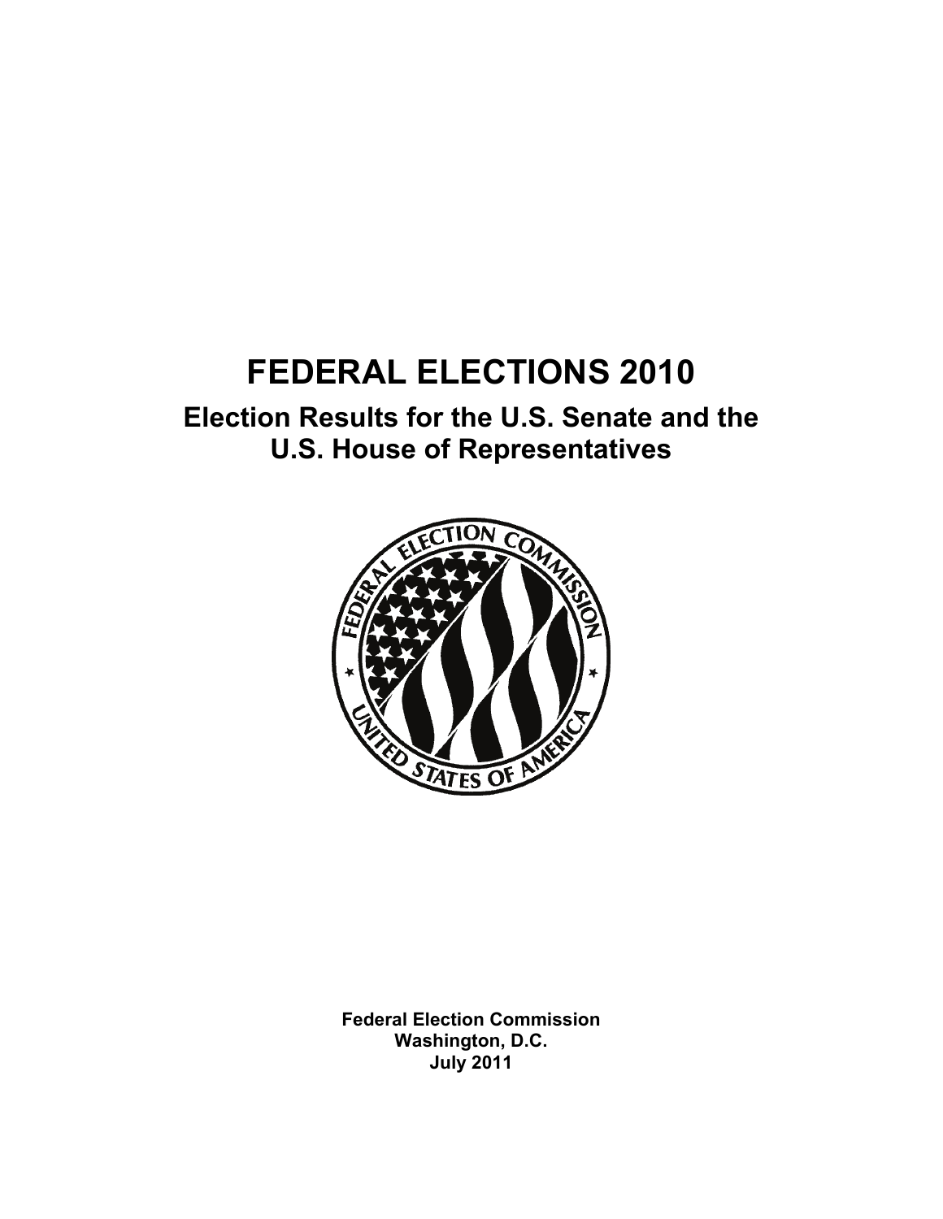# FEDERAL ELECTIONS 2010

## Election Results for the U.S. Senate and the U.S. House of Representatives

**Federal Election Commission**
**Washington, D.C.**
**July 2011**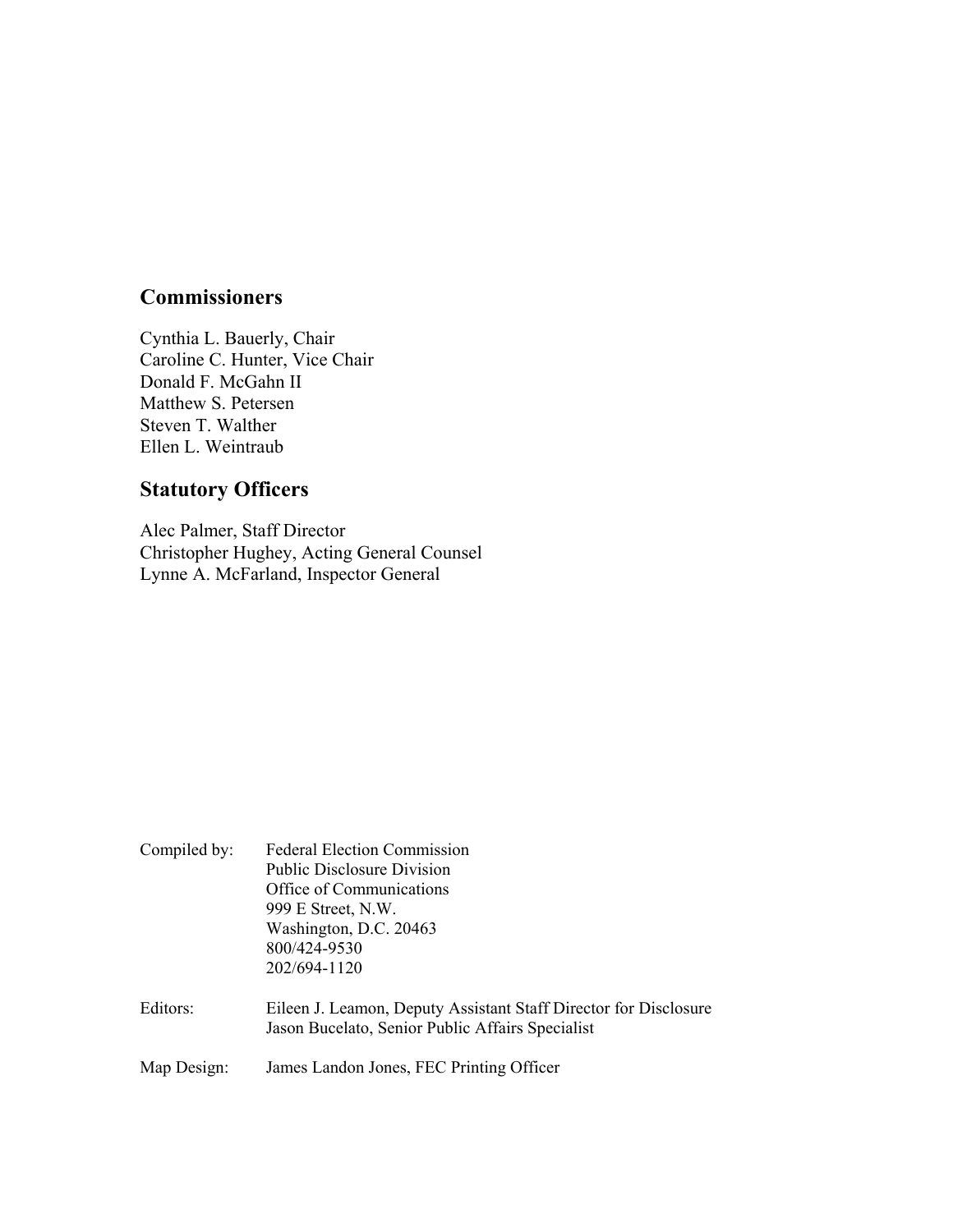## Commissioners

Cynthia L. Bauerly, Chair
Caroline C. Hunter, Vice Chair
Donald F. McGahn II
Matthew S. Petersen
Steven T. Walther
Ellen L. Weintraub

## Statutory Officers

Alec Palmer, Staff Director
Christopher Hughey, Acting General Counsel
Lynne A. McFarland, Inspector General

| | |
|---|---|
| Compiled by: | Federal Election Commission<br>Public Disclosure Division<br>Office of Communications<br>999 E Street, N.W.<br>Washington, D.C. 20463<br>800/424-9530<br>202/694-1120 |
| Editors: | Eileen J. Leamon, Deputy Assistant Staff Director for Disclosure<br>Jason Bucelato, Senior Public Affairs Specialist |
| Map Design: | James Landon Jones, FEC Printing Officer |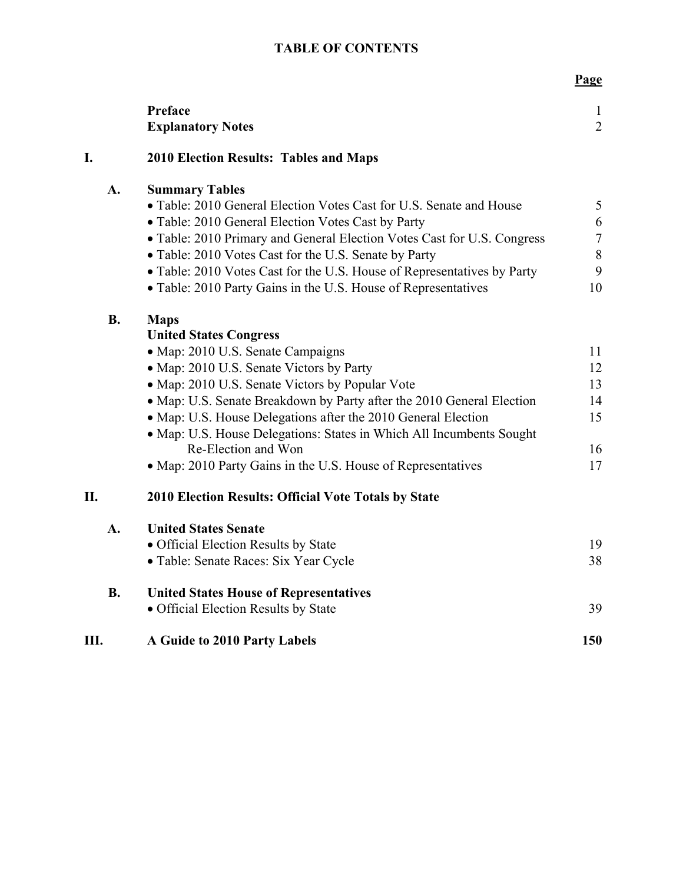# TABLE OF CONTENTS

| | | | Page |
|---|---|---|---|
| | | **Preface** | 1 |
| | | **Explanatory Notes** | 2 |
| **I.** | | **2010 Election Results: Tables and Maps** | |
| | **A.** | **Summary Tables** | |
| | | • Table: 2010 General Election Votes Cast for U.S. Senate and House | 5 |
| | | • Table: 2010 General Election Votes Cast by Party | 6 |
| | | • Table: 2010 Primary and General Election Votes Cast for U.S. Congress | 7 |
| | | • Table: 2010 Votes Cast for the U.S. Senate by Party | 8 |
| | | • Table: 2010 Votes Cast for the U.S. House of Representatives by Party | 9 |
| | | • Table: 2010 Party Gains in the U.S. House of Representatives | 10 |
| | **B.** | **Maps** | |
| | | **United States Congress** | |
| | | • Map: 2010 U.S. Senate Campaigns | 11 |
| | | • Map: 2010 U.S. Senate Victors by Party | 12 |
| | | • Map: 2010 U.S. Senate Victors by Popular Vote | 13 |
| | | • Map: U.S. Senate Breakdown by Party after the 2010 General Election | 14 |
| | | • Map: U.S. House Delegations after the 2010 General Election | 15 |
| | | • Map: U.S. House Delegations: States in Which All Incumbents Sought Re-Election and Won | 16 |
| | | • Map: 2010 Party Gains in the U.S. House of Representatives | 17 |
| **II.** | | **2010 Election Results: Official Vote Totals by State** | |
| | **A.** | **United States Senate** | |
| | | • Official Election Results by State | 19 |
| | | • Table: Senate Races: Six Year Cycle | 38 |
| | **B.** | **United States House of Representatives** | |
| | | • Official Election Results by State | 39 |
| **III.** | | **A Guide to 2010 Party Labels** | **150** |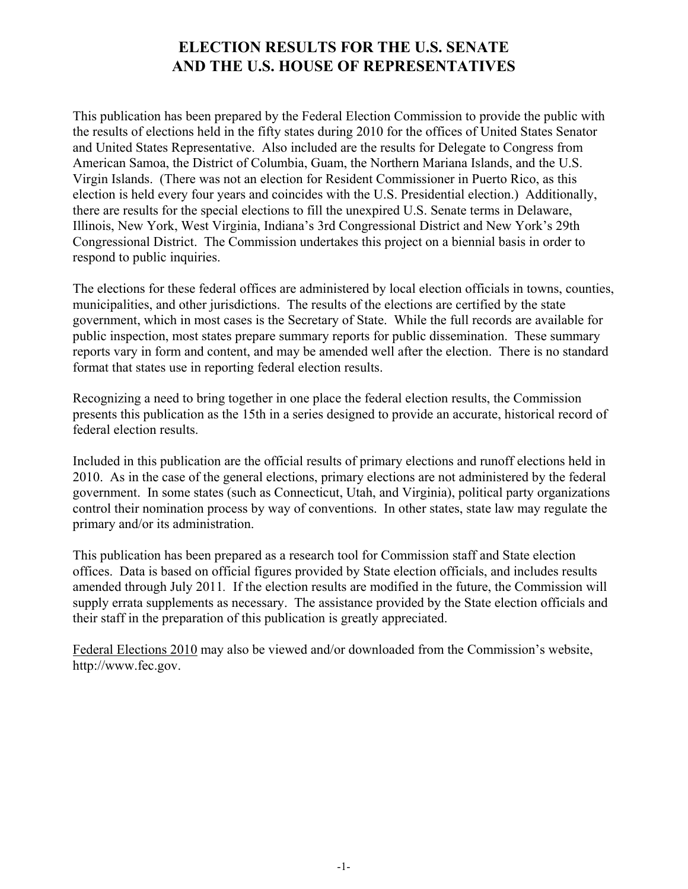# ELECTION RESULTS FOR THE U.S. SENATE AND THE U.S. HOUSE OF REPRESENTATIVES

This publication has been prepared by the Federal Election Commission to provide the public with the results of elections held in the fifty states during 2010 for the offices of United States Senator and United States Representative. Also included are the results for Delegate to Congress from American Samoa, the District of Columbia, Guam, the Northern Mariana Islands, and the U.S. Virgin Islands. (There was not an election for Resident Commissioner in Puerto Rico, as this election is held every four years and coincides with the U.S. Presidential election.) Additionally, there are results for the special elections to fill the unexpired U.S. Senate terms in Delaware, Illinois, New York, West Virginia, Indiana's 3rd Congressional District and New York's 29th Congressional District. The Commission undertakes this project on a biennial basis in order to respond to public inquiries.

The elections for these federal offices are administered by local election officials in towns, counties, municipalities, and other jurisdictions. The results of the elections are certified by the state government, which in most cases is the Secretary of State. While the full records are available for public inspection, most states prepare summary reports for public dissemination. These summary reports vary in form and content, and may be amended well after the election. There is no standard format that states use in reporting federal election results.

Recognizing a need to bring together in one place the federal election results, the Commission presents this publication as the 15th in a series designed to provide an accurate, historical record of federal election results.

Included in this publication are the official results of primary elections and runoff elections held in 2010. As in the case of the general elections, primary elections are not administered by the federal government. In some states (such as Connecticut, Utah, and Virginia), political party organizations control their nomination process by way of conventions. In other states, state law may regulate the primary and/or its administration.

This publication has been prepared as a research tool for Commission staff and State election offices. Data is based on official figures provided by State election officials, and includes results amended through July 2011. If the election results are modified in the future, the Commission will supply errata supplements as necessary. The assistance provided by the State election officials and their staff in the preparation of this publication is greatly appreciated.

<u>Federal Elections 2010</u> may also be viewed and/or downloaded from the Commission's website, http://www.fec.gov.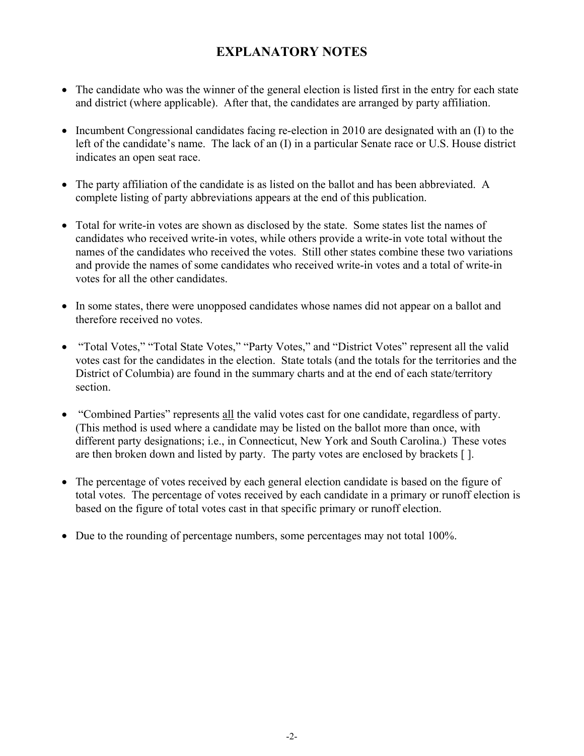# EXPLANATORY NOTES

- The candidate who was the winner of the general election is listed first in the entry for each state and district (where applicable). After that, the candidates are arranged by party affiliation.

- Incumbent Congressional candidates facing re-election in 2010 are designated with an (I) to the left of the candidate's name. The lack of an (I) in a particular Senate race or U.S. House district indicates an open seat race.

- The party affiliation of the candidate is as listed on the ballot and has been abbreviated. A complete listing of party abbreviations appears at the end of this publication.

- Total for write-in votes are shown as disclosed by the state. Some states list the names of candidates who received write-in votes, while others provide a write-in vote total without the names of the candidates who received the votes. Still other states combine these two variations and provide the names of some candidates who received write-in votes and a total of write-in votes for all the other candidates.

- In some states, there were unopposed candidates whose names did not appear on a ballot and therefore received no votes.

- "Total Votes," "Total State Votes," "Party Votes," and "District Votes" represent all the valid votes cast for the candidates in the election. State totals (and the totals for the territories and the District of Columbia) are found in the summary charts and at the end of each state/territory section.

- "Combined Parties" represents <u>all</u> the valid votes cast for one candidate, regardless of party. (This method is used where a candidate may be listed on the ballot more than once, with different party designations; i.e., in Connecticut, New York and South Carolina.) These votes are then broken down and listed by party. The party votes are enclosed by brackets [ ].

- The percentage of votes received by each general election candidate is based on the figure of total votes. The percentage of votes received by each candidate in a primary or runoff election is based on the figure of total votes cast in that specific primary or runoff election.

- Due to the rounding of percentage numbers, some percentages may not total 100%.